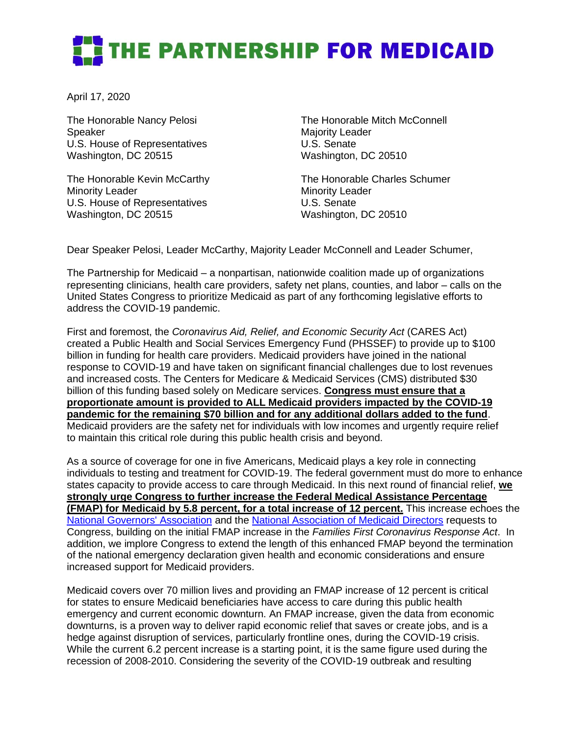# THE PARTNERSHIP FOR MEDICAID

April 17, 2020

The Honorable Nancy Pelosi
Speaker
U.S. House of Representatives
Washington, DC 20515

The Honorable Mitch McConnell
Majority Leader
U.S. Senate
Washington, DC 20510

The Honorable Kevin McCarthy
Minority Leader
U.S. House of Representatives
Washington, DC 20515

The Honorable Charles Schumer
Minority Leader
U.S. Senate
Washington, DC 20510

Dear Speaker Pelosi, Leader McCarthy, Majority Leader McConnell and Leader Schumer,

The Partnership for Medicaid – a nonpartisan, nationwide coalition made up of organizations representing clinicians, health care providers, safety net plans, counties, and labor – calls on the United States Congress to prioritize Medicaid as part of any forthcoming legislative efforts to address the COVID-19 pandemic.

First and foremost, the *Coronavirus Aid, Relief, and Economic Security Act* (CARES Act) created a Public Health and Social Services Emergency Fund (PHSSEF) to provide up to $100 billion in funding for health care providers. Medicaid providers have joined in the national response to COVID-19 and have taken on significant financial challenges due to lost revenues and increased costs. The Centers for Medicare & Medicaid Services (CMS) distributed $30 billion of this funding based solely on Medicare services. **Congress must ensure that a proportionate amount is provided to ALL Medicaid providers impacted by the COVID-19 pandemic for the remaining $70 billion and for any additional dollars added to the fund**. Medicaid providers are the safety net for individuals with low incomes and urgently require relief to maintain this critical role during this public health crisis and beyond.

As a source of coverage for one in five Americans, Medicaid plays a key role in connecting individuals to testing and treatment for COVID-19. The federal government must do more to enhance states capacity to provide access to care through Medicaid. In this next round of financial relief, **we strongly urge Congress to further increase the Federal Medical Assistance Percentage (FMAP) for Medicaid by 5.8 percent, for a total increase of 12 percent.** This increase echoes the National Governors' Association and the National Association of Medicaid Directors requests to Congress, building on the initial FMAP increase in the *Families First Coronavirus Response Act*. In addition, we implore Congress to extend the length of this enhanced FMAP beyond the termination of the national emergency declaration given health and economic considerations and ensure increased support for Medicaid providers.

Medicaid covers over 70 million lives and providing an FMAP increase of 12 percent is critical for states to ensure Medicaid beneficiaries have access to care during this public health emergency and current economic downturn. An FMAP increase, given the data from economic downturns, is a proven way to deliver rapid economic relief that saves or create jobs, and is a hedge against disruption of services, particularly frontline ones, during the COVID-19 crisis. While the current 6.2 percent increase is a starting point, it is the same figure used during the recession of 2008-2010. Considering the severity of the COVID-19 outbreak and resulting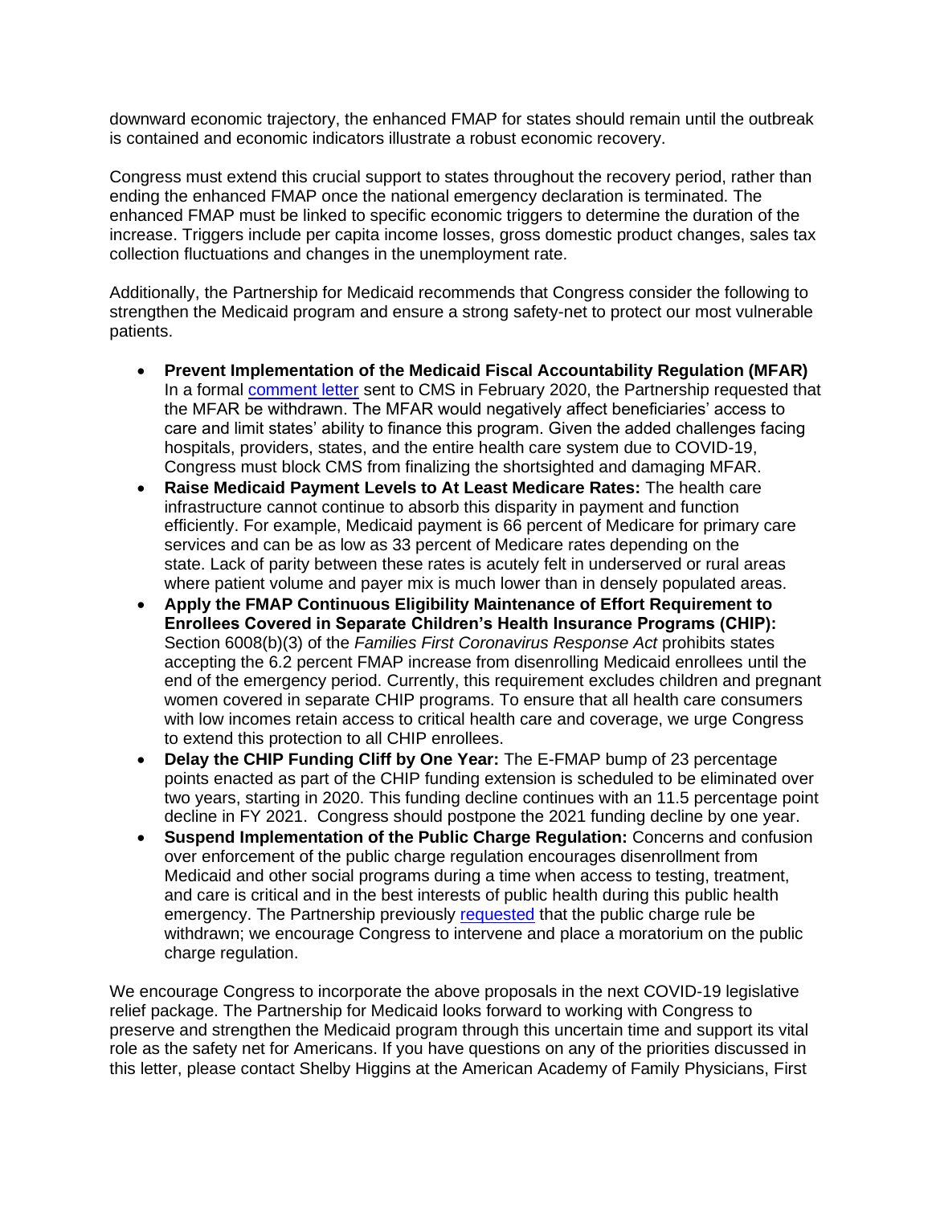downward economic trajectory, the enhanced FMAP for states should remain until the outbreak is contained and economic indicators illustrate a robust economic recovery.

Congress must extend this crucial support to states throughout the recovery period, rather than ending the enhanced FMAP once the national emergency declaration is terminated. The enhanced FMAP must be linked to specific economic triggers to determine the duration of the increase. Triggers include per capita income losses, gross domestic product changes, sales tax collection fluctuations and changes in the unemployment rate.

Additionally, the Partnership for Medicaid recommends that Congress consider the following to strengthen the Medicaid program and ensure a strong safety-net to protect our most vulnerable patients.

- **Prevent Implementation of the Medicaid Fiscal Accountability Regulation (MFAR)** In a formal comment letter sent to CMS in February 2020, the Partnership requested that the MFAR be withdrawn. The MFAR would negatively affect beneficiaries' access to care and limit states' ability to finance this program. Given the added challenges facing hospitals, providers, states, and the entire health care system due to COVID-19, Congress must block CMS from finalizing the shortsighted and damaging MFAR.
- **Raise Medicaid Payment Levels to At Least Medicare Rates:** The health care infrastructure cannot continue to absorb this disparity in payment and function efficiently. For example, Medicaid payment is 66 percent of Medicare for primary care services and can be as low as 33 percent of Medicare rates depending on the state. Lack of parity between these rates is acutely felt in underserved or rural areas where patient volume and payer mix is much lower than in densely populated areas.
- **Apply the FMAP Continuous Eligibility Maintenance of Effort Requirement to Enrollees Covered in Separate Children's Health Insurance Programs (CHIP):** Section 6008(b)(3) of the *Families First Coronavirus Response Act* prohibits states accepting the 6.2 percent FMAP increase from disenrolling Medicaid enrollees until the end of the emergency period. Currently, this requirement excludes children and pregnant women covered in separate CHIP programs. To ensure that all health care consumers with low incomes retain access to critical health care and coverage, we urge Congress to extend this protection to all CHIP enrollees.
- **Delay the CHIP Funding Cliff by One Year:** The E-FMAP bump of 23 percentage points enacted as part of the CHIP funding extension is scheduled to be eliminated over two years, starting in 2020. This funding decline continues with an 11.5 percentage point decline in FY 2021. Congress should postpone the 2021 funding decline by one year.
- **Suspend Implementation of the Public Charge Regulation:** Concerns and confusion over enforcement of the public charge regulation encourages disenrollment from Medicaid and other social programs during a time when access to testing, treatment, and care is critical and in the best interests of public health during this public health emergency. The Partnership previously requested that the public charge rule be withdrawn; we encourage Congress to intervene and place a moratorium on the public charge regulation.

We encourage Congress to incorporate the above proposals in the next COVID-19 legislative relief package. The Partnership for Medicaid looks forward to working with Congress to preserve and strengthen the Medicaid program through this uncertain time and support its vital role as the safety net for Americans. If you have questions on any of the priorities discussed in this letter, please contact Shelby Higgins at the American Academy of Family Physicians, First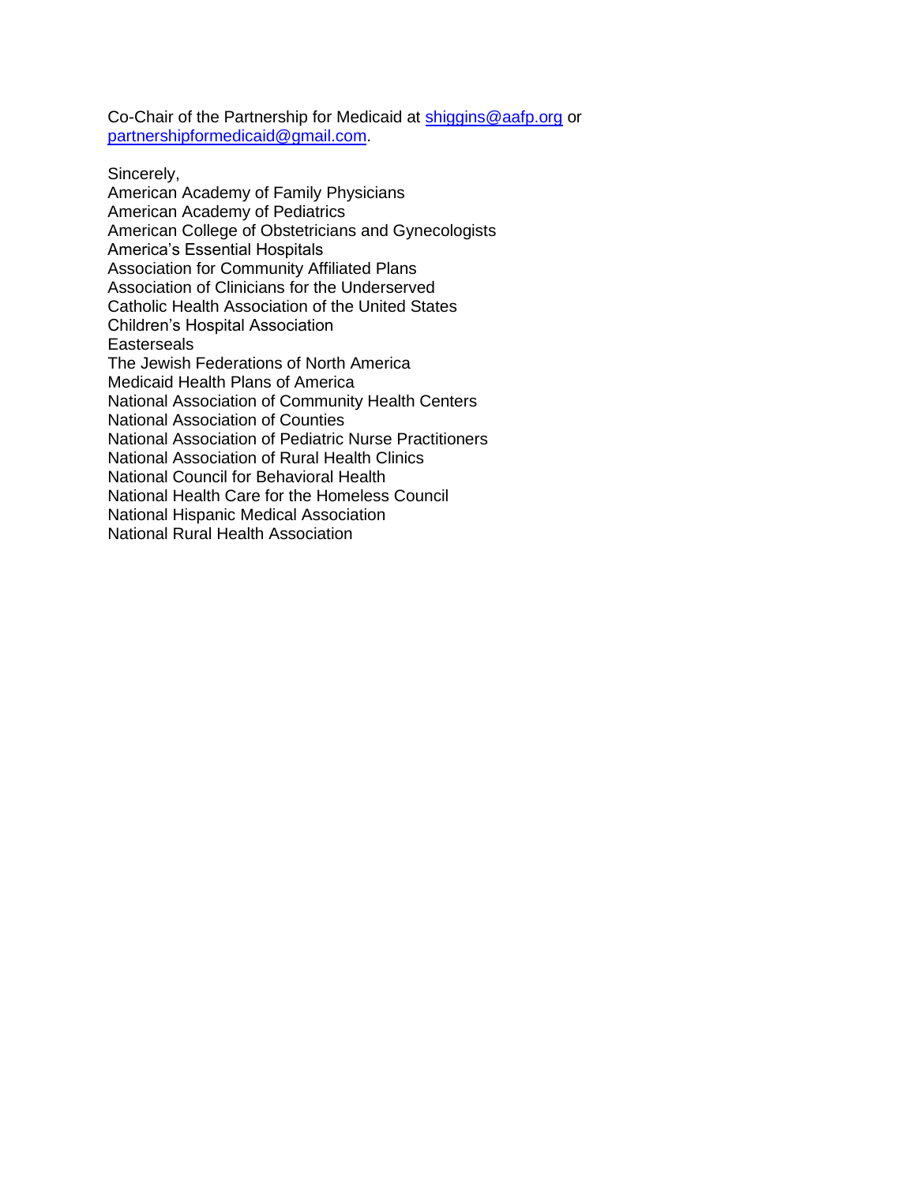Co-Chair of the Partnership for Medicaid at shiggins@aafp.org or partnershipformedicaid@gmail.com.

Sincerely,
American Academy of Family Physicians
American Academy of Pediatrics
American College of Obstetricians and Gynecologists
America's Essential Hospitals
Association for Community Affiliated Plans
Association of Clinicians for the Underserved
Catholic Health Association of the United States
Children's Hospital Association
Easterseals
The Jewish Federations of North America
Medicaid Health Plans of America
National Association of Community Health Centers
National Association of Counties
National Association of Pediatric Nurse Practitioners
National Association of Rural Health Clinics
National Council for Behavioral Health
National Health Care for the Homeless Council
National Hispanic Medical Association
National Rural Health Association